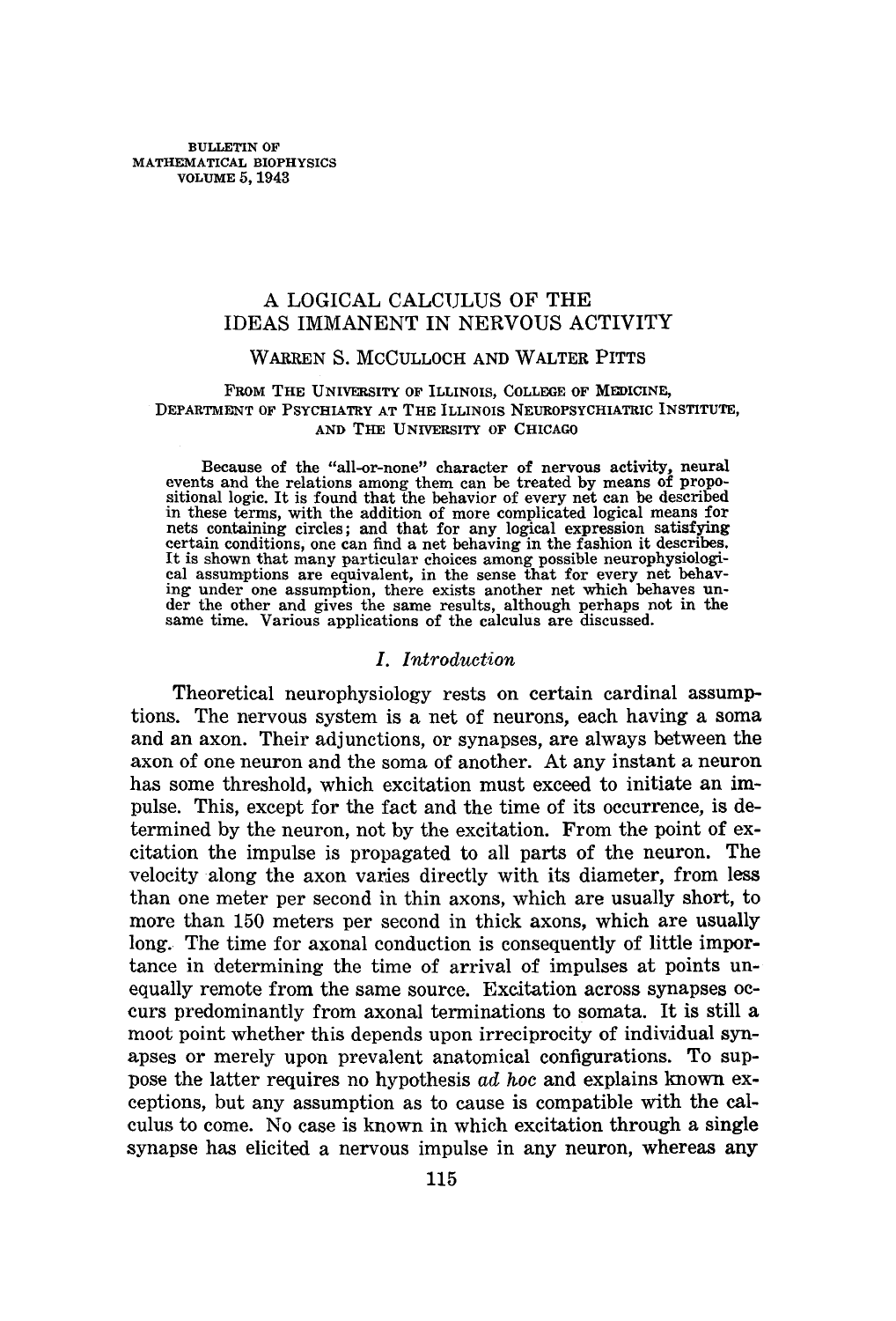# A LOGICAL CALCULUS OF THE IDEAS IMMANENT IN NERVOUS ACTIVITY

WARREN S. MCCULLOCH AND WALTER PITTS

FROM THE UNIVERSITY OF ILLINOIS, COLLEGE OF MEDICINE, DEPARTMENT OF PSYCHIATRY AT THE ILLINOIS NEUROPSYCHIATRIC INSTITUTE, AND THE UNIVERSITY OF CHICAGO

Because of the "all-or-none" character of nervous activity, neural events and the relations among them can be treated by means of propositional logic. It is found that the behavior of every net can be described in these terms, with the addition of more complicated logical means for nets containing circles; and that for any logical expression satisfying certain conditions, one can find a net behaving in the fashion it describes. It is shown that many particular choices among possible neurophysiological assumptions are equivalent, in the sense that for every net behaving under one assumption, there exists another net which behaves under the other and gives the same results, although perhaps not in the same time. Various applications of the calculus are discussed.

## I. *Introduction*

Theoretical neurophysiology rests on certain cardinal assumptions. The nervous system is a net of neurons, each having a soma and an axon. Their adjunctions, or synapses, are always between the axon of one neuron and the soma of another. At any instant a neuron has some threshold, which excitation must exceed to initiate an impulse. This, except for the fact and the time of its occurrence, is determined by the neuron, not by the excitation. From the point of excitation the impulse is propagated to all parts of the neuron. The velocity along the axon varies directly with its diameter, from less than one meter per second in thin axons, which are usually short, to more than 150 meters per second in thick axons, which are usually long. The time for axonal conduction is consequently of little importance in determining the time of arrival of impulses at points unequally remote from the same source. Excitation across synapses occurs predominantly from axonal terminations to somata. It is still a moot point whether this depends upon irreciprocity of individual synapses or merely upon prevalent anatomical configurations. To suppose the latter requires no hypothesis *ad hoc* and explains known exceptions, but any assumption as to cause is compatible with the calculus to come. No case is known in which excitation through a single synapse has elicited a nervous impulse in any neuron, whereas any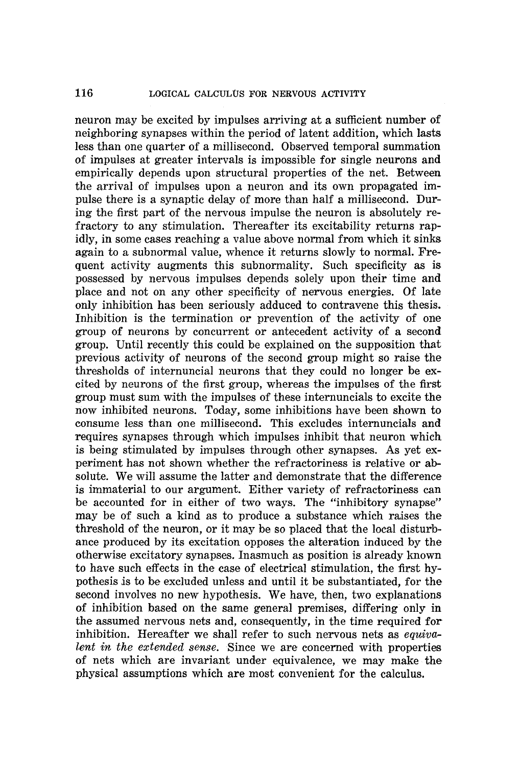neuron may be excited by impulses arriving at a sufficient number of neighboring synapses within the period of latent addition, which lasts less than one quarter of a millisecond. Observed temporal summation of impulses at greater intervals is impossible for single neurons and empirically depends upon structural properties of the net. Between the arrival of impulses upon a neuron and its own propagated impulse there is a synaptic delay of more than half a millisecond. During the first part of the nervous impulse the neuron is absolutely refractory to any stimulation. Thereafter its excitability returns rapidly, in some cases reaching a value above normal from which it sinks again to a subnormal value, whence it returns slowly to normal. Frequent activity augments this subnormality. Such specificity as is possessed by nervous impulses depends solely upon their time and place and not on any other specificity of nervous energies. Of late only inhibition has been seriously adduced to contravene this thesis. Inhibition is the termination or prevention of the activity of one group of neurons by concurrent or antecedent activity of a second group. Until recently this could be explained on the supposition that previous activity of neurons of the second group might so raise the thresholds of internuncial neurons that they could no longer be excited by neurons of the first group, whereas the impulses of the first group must sum with the impulses of these internuncials to excite the now inhibited neurons. Today, some inhibitions have been shown to consume less than one millisecond. This excludes internuncials and requires synapses through which impulses inhibit that neuron which is being stimulated by impulses through other synapses. As yet experiment has not shown whether the refractoriness is relative or absolute. We will assume the latter and demonstrate that the difference is immaterial to our argument. Either variety of refractoriness can be accounted for in either of two ways. The "inhibitory synapse" may be of such a kind as to produce a substance which raises the threshold of the neuron, or it may be so placed that the local disturbance produced by its excitation opposes the alteration induced by the otherwise excitatory synapses. Inasmuch as position is already known to have such effects in the case of electrical stimulation, the first hypothesis is to be excluded unless and until it be substantiated, for the second involves no new hypothesis. We have, then, two explanations of inhibition based on the same general premises, differing only in the assumed nervous nets and, consequently, in the time required for inhibition. Hereafter we shall refer to such nervous nets as *equivalent in the extended sense*. Since we are concerned with properties of nets which are invariant under equivalence, we may make the physical assumptions which are most convenient for the calculus.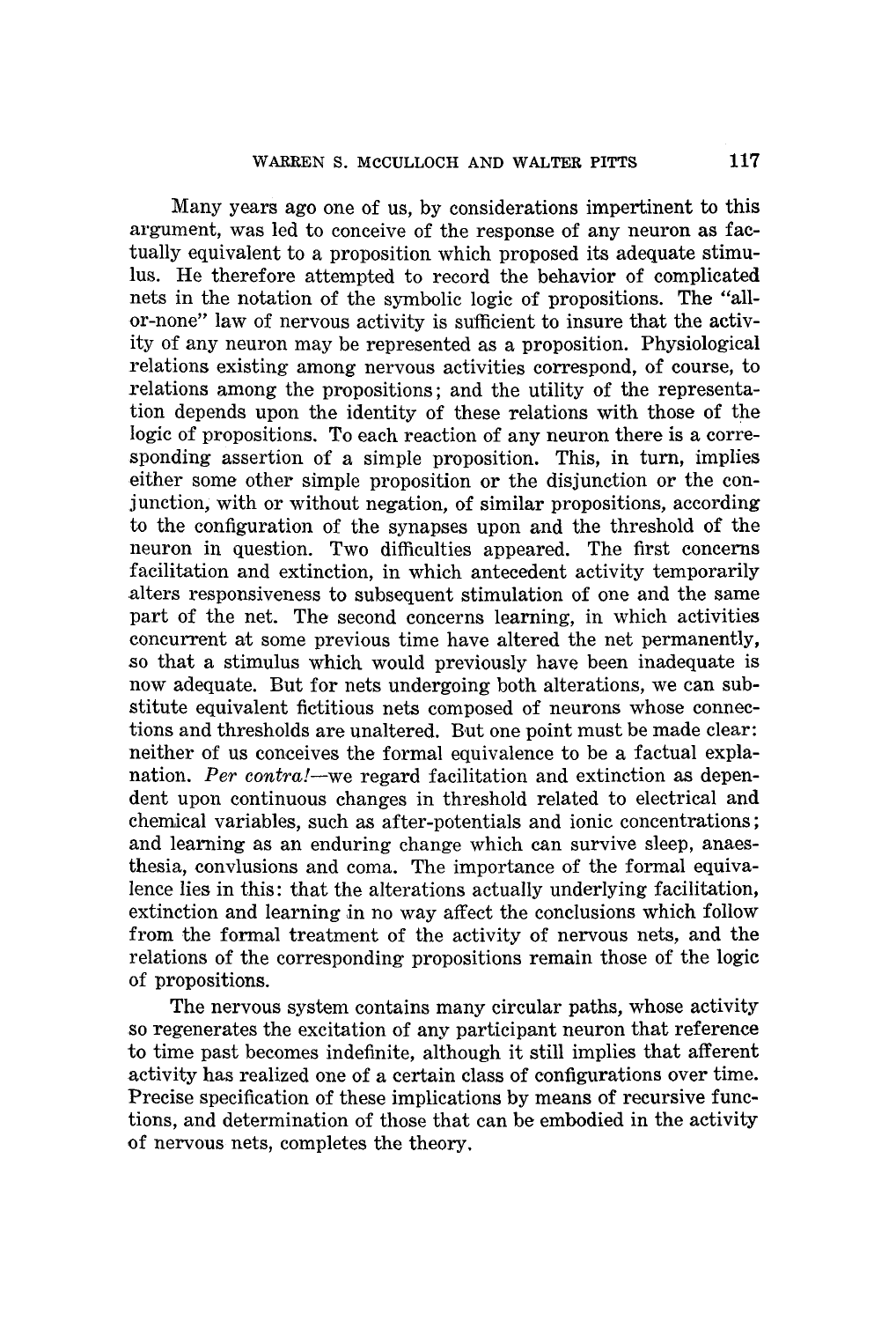Many years ago one of us, by considerations impertinent to this argument, was led to conceive of the response of any neuron as factually equivalent to a proposition which proposed its adequate stimulus. He therefore attempted to record the behavior of complicated nets in the notation of the symbolic logic of propositions. The "all-or-none" law of nervous activity is sufficient to insure that the activity of any neuron may be represented as a proposition. Physiological relations existing among nervous activities correspond, of course, to relations among the propositions; and the utility of the representation depends upon the identity of these relations with those of the logic of propositions. To each reaction of any neuron there is a corresponding assertion of a simple proposition. This, in turn, implies either some other simple proposition or the disjunction or the conjunction, with or without negation, of similar propositions, according to the configuration of the synapses upon and the threshold of the neuron in question. Two difficulties appeared. The first concerns facilitation and extinction, in which antecedent activity temporarily alters responsiveness to subsequent stimulation of one and the same part of the net. The second concerns learning, in which activities concurrent at some previous time have altered the net permanently, so that a stimulus which would previously have been inadequate is now adequate. But for nets undergoing both alterations, we can substitute equivalent fictitious nets composed of neurons whose connections and thresholds are unaltered. But one point must be made clear: neither of us conceives the formal equivalence to be a factual explanation. *Per contra!*—we regard facilitation and extinction as dependent upon continuous changes in threshold related to electrical and chemical variables, such as after-potentials and ionic concentrations; and learning as an enduring change which can survive sleep, anaesthesia, convlusions and coma. The importance of the formal equivalence lies in this: that the alterations actually underlying facilitation, extinction and learning in no way affect the conclusions which follow from the formal treatment of the activity of nervous nets, and the relations of the corresponding propositions remain those of the logic of propositions.

The nervous system contains many circular paths, whose activity so regenerates the excitation of any participant neuron that reference to time past becomes indefinite, although it still implies that afferent activity has realized one of a certain class of configurations over time. Precise specification of these implications by means of recursive functions, and determination of those that can be embodied in the activity of nervous nets, completes the theory.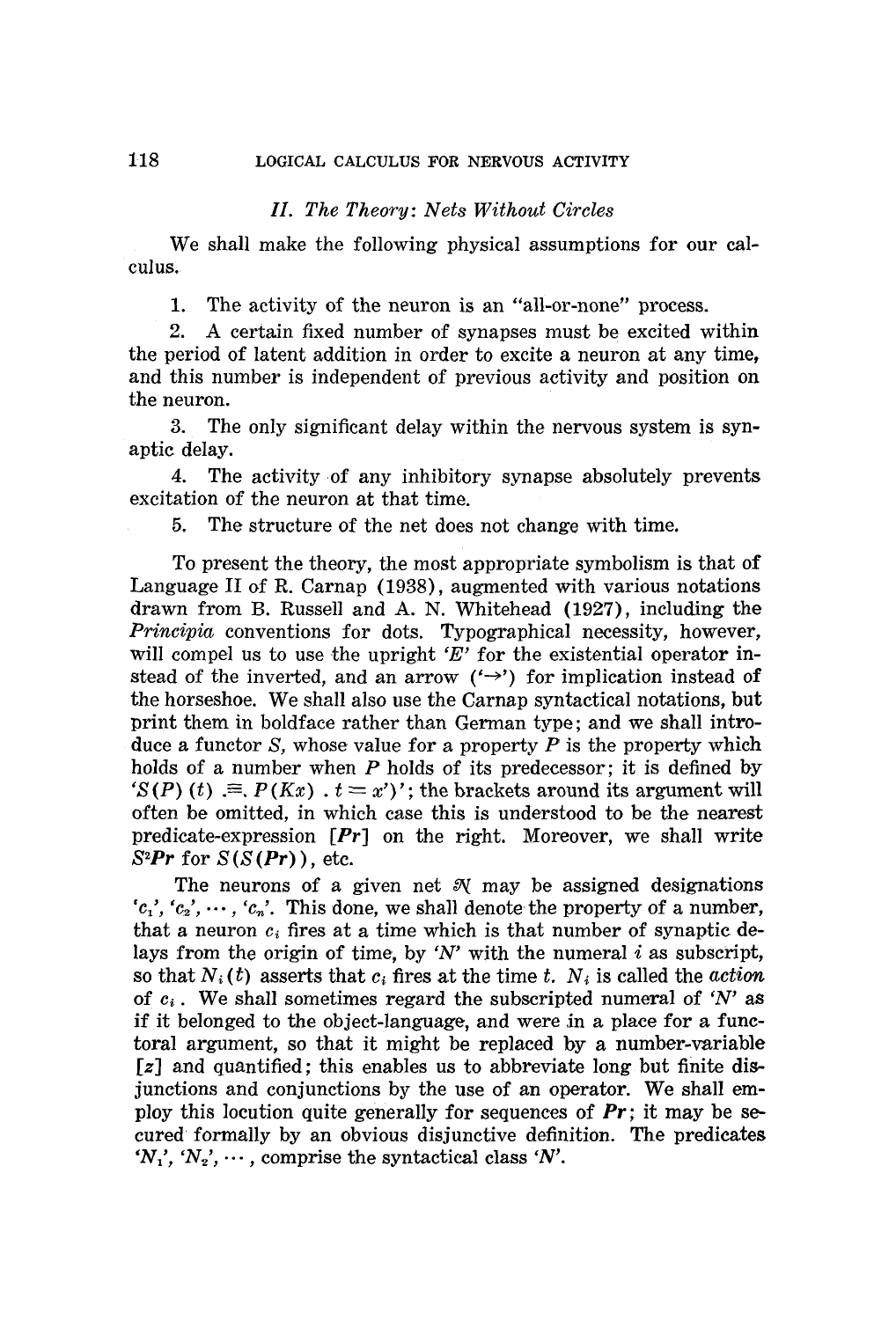## II. *The Theory: Nets Without Circles*

We shall make the following physical assumptions for our calculus.

1. The activity of the neuron is an "all-or-none" process.
2. A certain fixed number of synapses must be excited within the period of latent addition in order to excite a neuron at any time, and this number is independent of previous activity and position on the neuron.
3. The only significant delay within the nervous system is synaptic delay.
4. The activity of any inhibitory synapse absolutely prevents excitation of the neuron at that time.
5. The structure of the net does not change with time.

To present the theory, the most appropriate symbolism is that of Language II of R. Carnap (1938), augmented with various notations drawn from B. Russell and A. N. Whitehead (1927), including the *Principia* conventions for dots. Typographical necessity, however, will compel us to use the upright '$E$' for the existential operator instead of the inverted, and an arrow ('$\rightarrow$') for implication instead of the horseshoe. We shall also use the Carnap syntactical notations, but print them in boldface rather than German type; and we shall introduce a functor $S$, whose value for a property $P$ is the property which holds of a number when $P$ holds of its predecessor; it is defined by '$S(P)(t) .\equiv. P(Kx) . t = x')$'; the brackets around its argument will often be omitted, in which case this is understood to be the nearest predicate-expression [$\boldsymbol{Pr}$] on the right. Moreover, we shall write $S^2\boldsymbol{Pr}$ for $S(S(\boldsymbol{Pr}))$, etc.

The neurons of a given net $\mathcal{N}$ may be assigned designations '$c_1$', '$c_2$', $\cdots$, '$c_n$'. This done, we shall denote the property of a number, that a neuron $c_i$ fires at a time which is that number of synaptic delays from the origin of time, by '$N$' with the numeral $i$ as subscript, so that $N_i(t)$ asserts that $c_i$ fires at the time $t$. $N_i$ is called the *action* of $c_i$. We shall sometimes regard the subscripted numeral of '$N$' as if it belonged to the object-language, and were in a place for a functoral argument, so that it might be replaced by a number-variable [$z$] and quantified; this enables us to abbreviate long but finite disjunctions and conjunctions by the use of an operator. We shall employ this locution quite generally for sequences of $\boldsymbol{Pr}$; it may be secured formally by an obvious disjunctive definition. The predicates '$N_1$', '$N_2$', $\cdots$, comprise the syntactical class '$\boldsymbol{N}$'.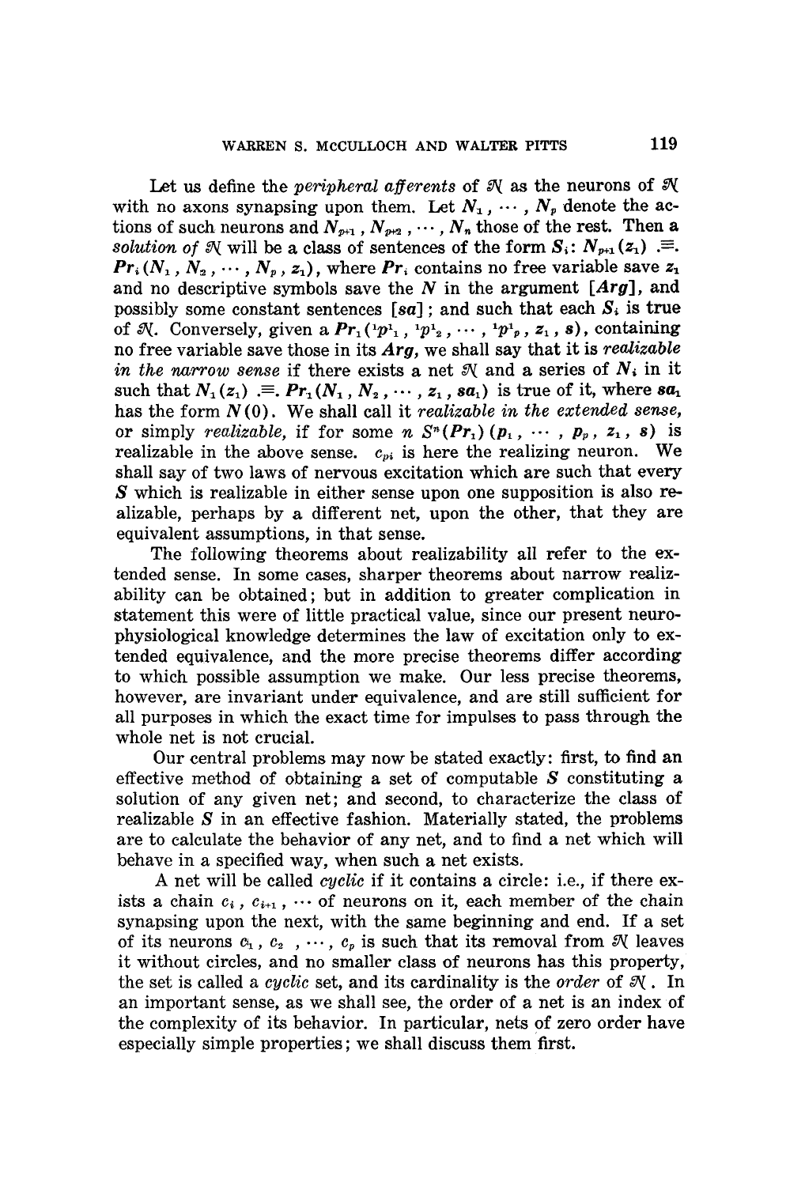Let us define the *peripheral afferents* of $\mathfrak{N}$ as the neurons of $\mathfrak{N}$ with no axons synapsing upon them. Let $N_1, \cdots, N_p$ denote the actions of such neurons and $N_{p+1}, N_{p+2}, \cdots, N_n$ those of the rest. Then a *solution of* $\mathfrak{N}$ will be a class of sentences of the form $S_i$: $N_{p+1}(z_1) .\equiv. Pr_i(N_1, N_2, \cdots, N_p, z_1)$, where $Pr_i$ contains no free variable save $z_1$ and no descriptive symbols save the $N$ in the argument [*Arg*], and possibly some constant sentences [*sa*]; and such that each $S_i$ is true of $\mathfrak{N}$. Conversely, given a $Pr_1({}^1p^1{}_1, {}^1p^1{}_2, \cdots, {}^1p^1{}_p, z_1, s)$, containing no free variable save those in its *Arg*, we shall say that it is *realizable in the narrow sense* if there exists a net $\mathfrak{N}$ and a series of $N_i$ in it such that $N_1(z_1) .\equiv. Pr_1(N_1, N_2, \cdots, z_1, sa_1)$ is true of it, where $sa_1$ has the form $N(0)$. We shall call it *realizable in the extended sense*, or simply *realizable*, if for some $n$ $S^n(Pr_1)(p_1, \cdots, p_p, z_1, s)$ is realizable in the above sense. $c_{pi}$ is here the realizing neuron. We shall say of two laws of nervous excitation which are such that every $S$ which is realizable in either sense upon one supposition is also realizable, perhaps by a different net, upon the other, that they are equivalent assumptions, in that sense.

The following theorems about realizability all refer to the extended sense. In some cases, sharper theorems about narrow realizability can be obtained; but in addition to greater complication in statement this were of little practical value, since our present neurophysiological knowledge determines the law of excitation only to extended equivalence, and the more precise theorems differ according to which possible assumption we make. Our less precise theorems, however, are invariant under equivalence, and are still sufficient for all purposes in which the exact time for impulses to pass through the whole net is not crucial.

Our central problems may now be stated exactly: first, to find an effective method of obtaining a set of computable $S$ constituting a solution of any given net; and second, to characterize the class of realizable $S$ in an effective fashion. Materially stated, the problems are to calculate the behavior of any net, and to find a net which will behave in a specified way, when such a net exists.

A net will be called *cyclic* if it contains a circle: i.e., if there exists a chain $c_i, c_{i+1}, \cdots$ of neurons on it, each member of the chain synapsing upon the next, with the same beginning and end. If a set of its neurons $c_1, c_2, \cdots, c_p$ is such that its removal from $\mathfrak{N}$ leaves it without circles, and no smaller class of neurons has this property, the set is called a *cyclic* set, and its cardinality is the *order* of $\mathfrak{N}$. In an important sense, as we shall see, the order of a net is an index of the complexity of its behavior. In particular, nets of zero order have especially simple properties; we shall discuss them first.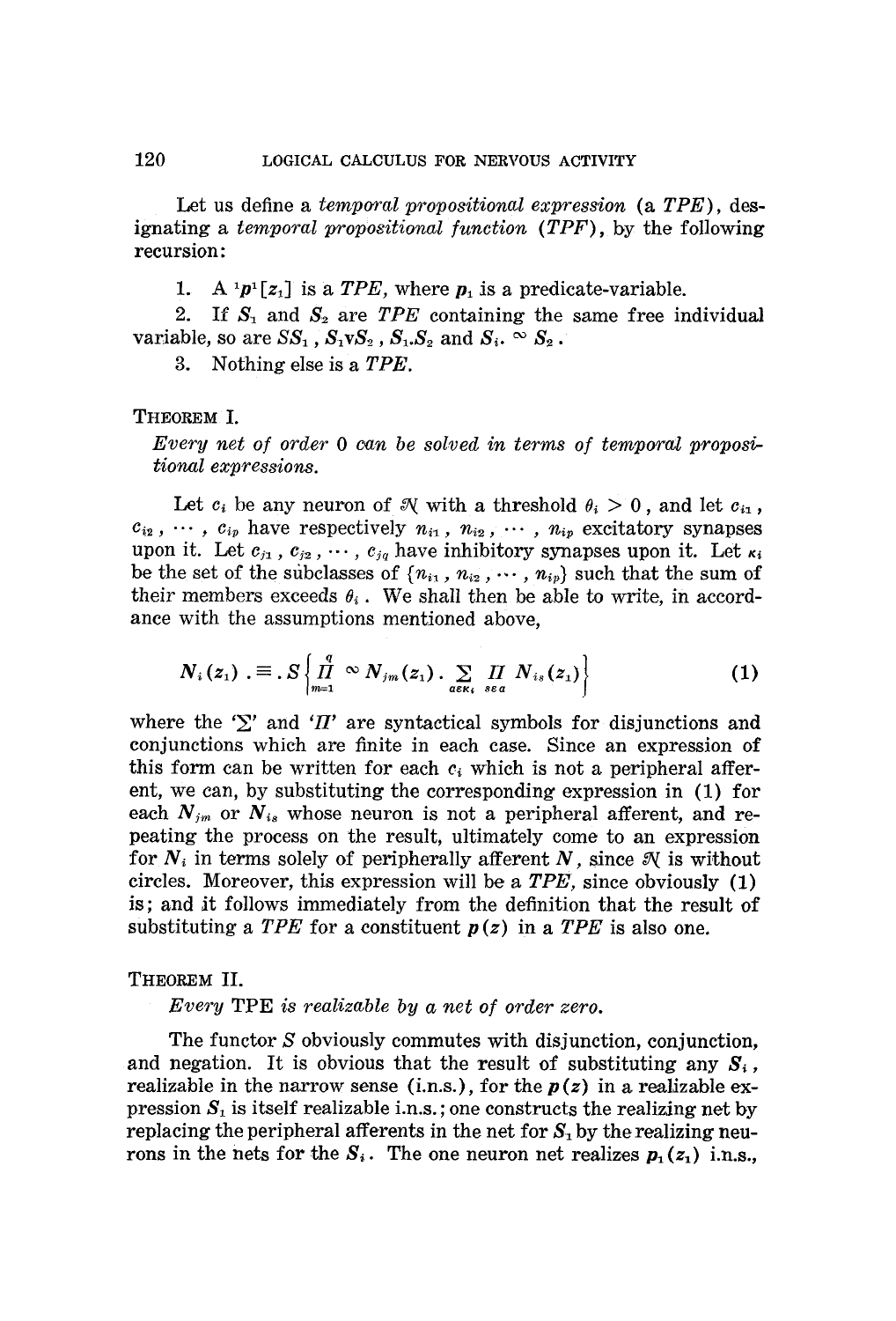Let us define a *temporal propositional expression* (a *TPE*), designating a *temporal propositional function* (*TPF*), by the following recursion:

1. A ${}^1p^1[z_1]$ is a *TPE*, where $p_1$ is a predicate-variable.
2. If $S_1$ and $S_2$ are *TPE* containing the same free individual variable, so are $SS_1$, $S_1 \text{v} S_2$, $S_1.S_2$ and $S_i. \sim S_2$.
3. Nothing else is a *TPE*.

THEOREM I.

*Every net of order 0 can be solved in terms of temporal propositional expressions.*

Let $c_i$ be any neuron of $\mathfrak{N}$ with a threshold $\theta_i > 0$, and let $c_{i1}$, $c_{i2}$, $\cdots$, $c_{ip}$ have respectively $n_{i1}$, $n_{i2}$, $\cdots$, $n_{ip}$ excitatory synapses upon it. Let $c_{j1}$, $c_{j2}$, $\cdots$, $c_{jq}$ have inhibitory synapses upon it. Let $\kappa_i$ be the set of the subclasses of $\{n_{i1}, n_{i2}, \cdots, n_{ip}\}$ such that the sum of their members exceeds $\theta_i$. We shall then be able to write, in accordance with the assumptions mentioned above,

$$N_i(z_1) \,.\!\equiv\!.\, S\left\{\prod_{m=1}^{q} \sim N_{jm}(z_1) \,.\, \sum_{\alpha \epsilon \kappa_i} \prod_{s \epsilon \alpha} N_{is}(z_1)\right\} \tag{1}$$

where the '$\Sigma$' and '$\Pi$' are syntactical symbols for disjunctions and conjunctions which are finite in each case. Since an expression of this form can be written for each $c_i$ which is not a peripheral afferent, we can, by substituting the corresponding expression in (1) for each $N_{jm}$ or $N_{is}$ whose neuron is not a peripheral afferent, and repeating the process on the result, ultimately come to an expression for $N_i$ in terms solely of peripherally afferent $N$, since $\mathfrak{N}$ is without circles. Moreover, this expression will be a *TPE*, since obviously (1) is; and it follows immediately from the definition that the result of substituting a *TPE* for a constituent $p(z)$ in a *TPE* is also one.

THEOREM II.

*Every* TPE *is realizable by a net of order zero.*

The functor $S$ obviously commutes with disjunction, conjunction, and negation. It is obvious that the result of substituting any $S_i$, realizable in the narrow sense (i.n.s.), for the $p(z)$ in a realizable expression $S_1$ is itself realizable i.n.s.; one constructs the realizing net by replacing the peripheral afferents in the net for $S_1$ by the realizing neurons in the nets for the $S_i$. The one neuron net realizes $p_1(z_1)$ i.n.s.,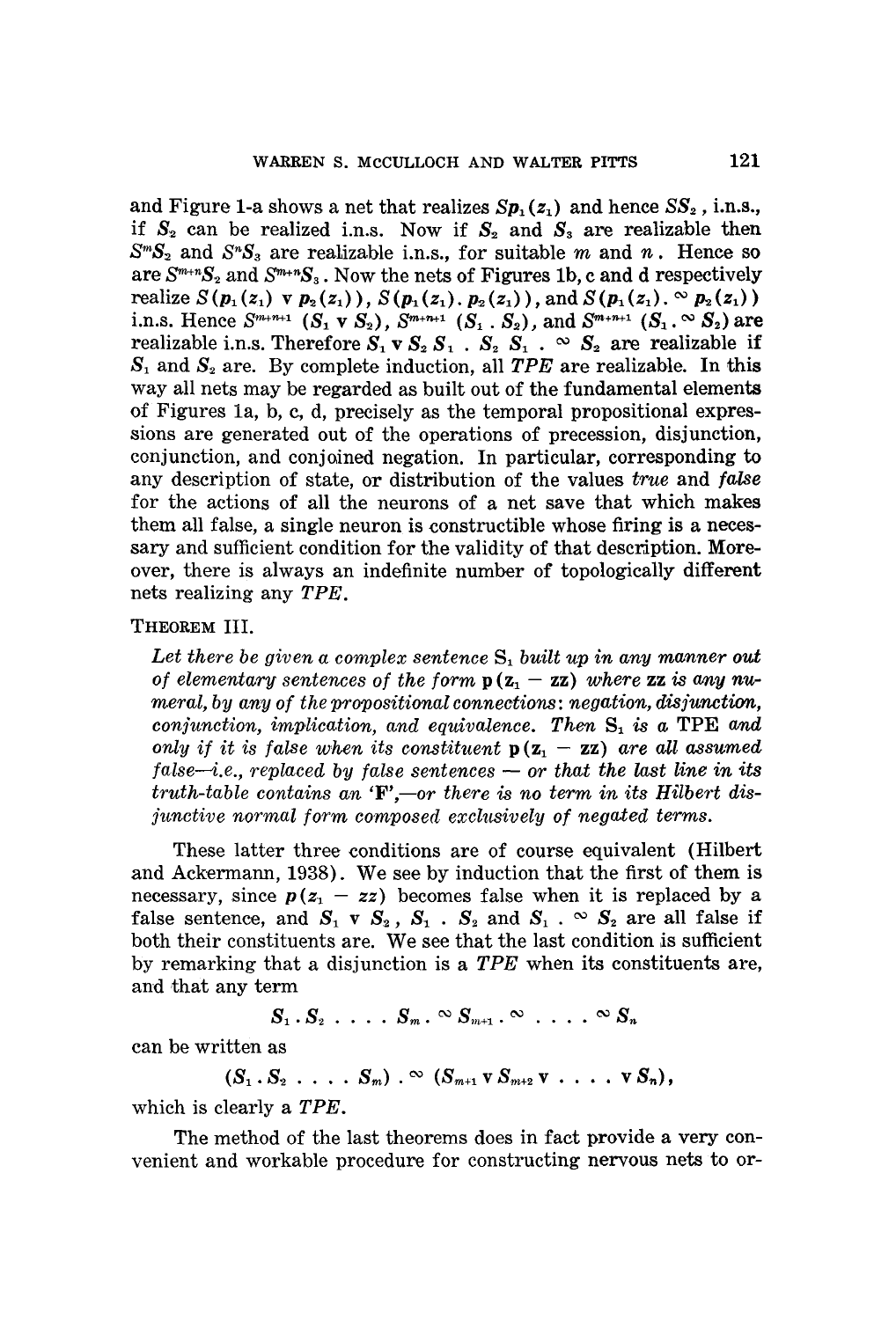and Figure 1-a shows a net that realizes $Sp_1(z_1)$ and hence $SS_2$, i.n.s., if $S_2$ can be realized i.n.s. Now if $S_2$ and $S_3$ are realizable then $S^m S_2$ and $S^n S_3$ are realizable i.n.s., for suitable $m$ and $n$. Hence so are $S^{m+n} S_2$ and $S^{m+n} S_3$. Now the nets of Figures 1b, c and d respectively realize $S(p_1(z_1) \vee p_2(z_1))$, $S(p_1(z_1) . p_2(z_1))$, and $S(p_1(z_1) . \sim p_2(z_1))$ i.n.s. Hence $S^{m+n+1}(S_1 \vee S_2)$, $S^{m+n+1}(S_1 . S_2)$, and $S^{m+n+1}(S_1 . \sim S_2)$ are realizable i.n.s. Therefore $S_1 \vee S_2$ $S_1 . S_2$ $S_1 . \sim S_2$ are realizable if $S_1$ and $S_2$ are. By complete induction, all *TPE* are realizable. In this way all nets may be regarded as built out of the fundamental elements of Figures 1a, b, c, d, precisely as the temporal propositional expressions are generated out of the operations of precession, disjunction, conjunction, and conjoined negation. In particular, corresponding to any description of state, or distribution of the values *true* and *false* for the actions of all the neurons of a net save that which makes them all false, a single neuron is constructible whose firing is a necessary and sufficient condition for the validity of that description. Moreover, there is always an indefinite number of topologically different nets realizing any *TPE*.

THEOREM III.

*Let there be given a complex sentence* $S_1$ *built up in any manner out of elementary sentences of the form* $p(z_1 - zz)$ *where* $zz$ *is any numeral, by any of the propositional connections: negation, disjunction, conjunction, implication, and equivalence. Then* $S_1$ *is a* TPE *and only if it is false when its constituent* $p(z_1 - zz)$ *are all assumed false—i.e., replaced by false sentences — or that the last line in its truth-table contains an 'F',—or there is no term in its Hilbert disjunctive normal form composed exclusively of negated terms.*

These latter three conditions are of course equivalent (Hilbert and Ackermann, 1938). We see by induction that the first of them is necessary, since $p(z_1 - zz)$ becomes false when it is replaced by a false sentence, and $S_1 \vee S_2$, $S_1 . S_2$ and $S_1 . \sim S_2$ are all false if both their constituents are. We see that the last condition is sufficient by remarking that a disjunction is a *TPE* when its constituents are, and that any term

$$S_1 . S_2 \ldots . S_m . \sim S_{m+1} . \sim \ldots . \sim S_n$$

can be written as

$$(S_1 . S_2 \ldots . S_m) . \sim (S_{m+1} \vee S_{m+2} \vee \ldots \vee S_n),$$

which is clearly a *TPE*.

The method of the last theorems does in fact provide a very convenient and workable procedure for constructing nervous nets to or-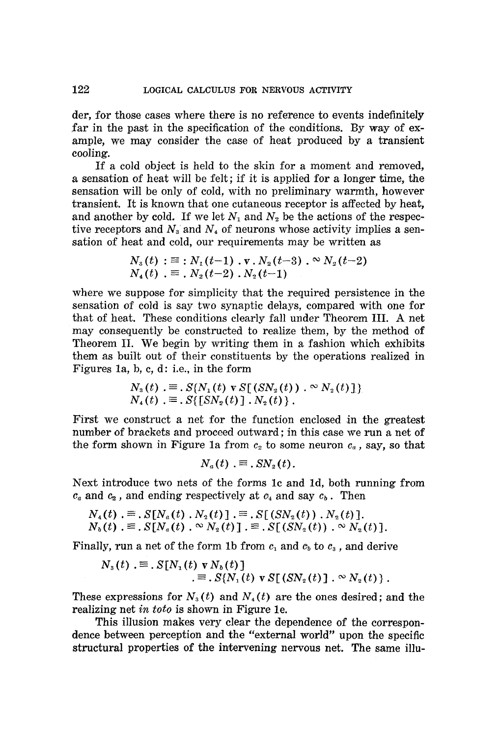der, for those cases where there is no reference to events indefinitely far in the past in the specification of the conditions. By way of example, we may consider the case of heat produced by a transient cooling.

If a cold object is held to the skin for a moment and removed, a sensation of heat will be felt; if it is applied for a longer time, the sensation will be only of cold, with no preliminary warmth, however transient. It is known that one cutaneous receptor is affected by heat, and another by cold. If we let $N_1$ and $N_2$ be the actions of the respective receptors and $N_3$ and $N_4$ of neurons whose activity implies a sensation of heat and cold, our requirements may be written as

$$N_3(t) :\equiv: N_1(t-1) . \mathrm{v} . N_2(t-3) . \sim N_2(t-2)$$
$$N_4(t) . \equiv . N_2(t-2) . N_2(t-1)$$

where we suppose for simplicity that the required persistence in the sensation of cold is say two synaptic delays, compared with one for that of heat. These conditions clearly fall under Theorem III. A net may consequently be constructed to realize them, by the method of Theorem II. We begin by writing them in a fashion which exhibits them as built out of their constituents by the operations realized in Figures 1a, b, c, d: i.e., in the form

$$N_3(t) . \equiv . S\{N_1(t) \mathrm{v} S[(SN_2(t)) . \sim N_2(t)]\}$$
$$N_4(t) . \equiv . S\{[SN_2(t)] . N_2(t)\} .$$

First we construct a net for the function enclosed in the greatest number of brackets and proceed outward; in this case we run a net of the form shown in Figure 1a from $c_2$ to some neuron $c_a$, say, so that

$$N_a(t) . \equiv . SN_2(t) .$$

Next introduce two nets of the forms 1c and 1d, both running from $c_a$ and $c_2$, and ending respectively at $c_4$ and say $c_b$. Then

$$N_4(t) . \equiv . S[N_a(t) . N_2(t)] . \equiv . S[(SN_2(t)) . N_2(t)].$$
$$N_b(t) . \equiv . S[N_a(t) . \sim N_2(t)] . \equiv . S[(SN_2(t)) . \sim N_2(t)].$$

Finally, run a net of the form 1b from $c_1$ and $c_b$ to $c_3$, and derive

$$N_3(t) . \equiv . S[N_1(t) \mathrm{v} N_b(t)]$$
$$. \equiv . S\{N_1(t) \mathrm{v} S[(SN_2(t)] . \sim N_2(t)\} .$$

These expressions for $N_3(t)$ and $N_4(t)$ are the ones desired; and the realizing net *in toto* is shown in Figure 1e.

This illusion makes very clear the dependence of the correspondence between perception and the "external world" upon the specific structural properties of the intervening nervous net. The same illu-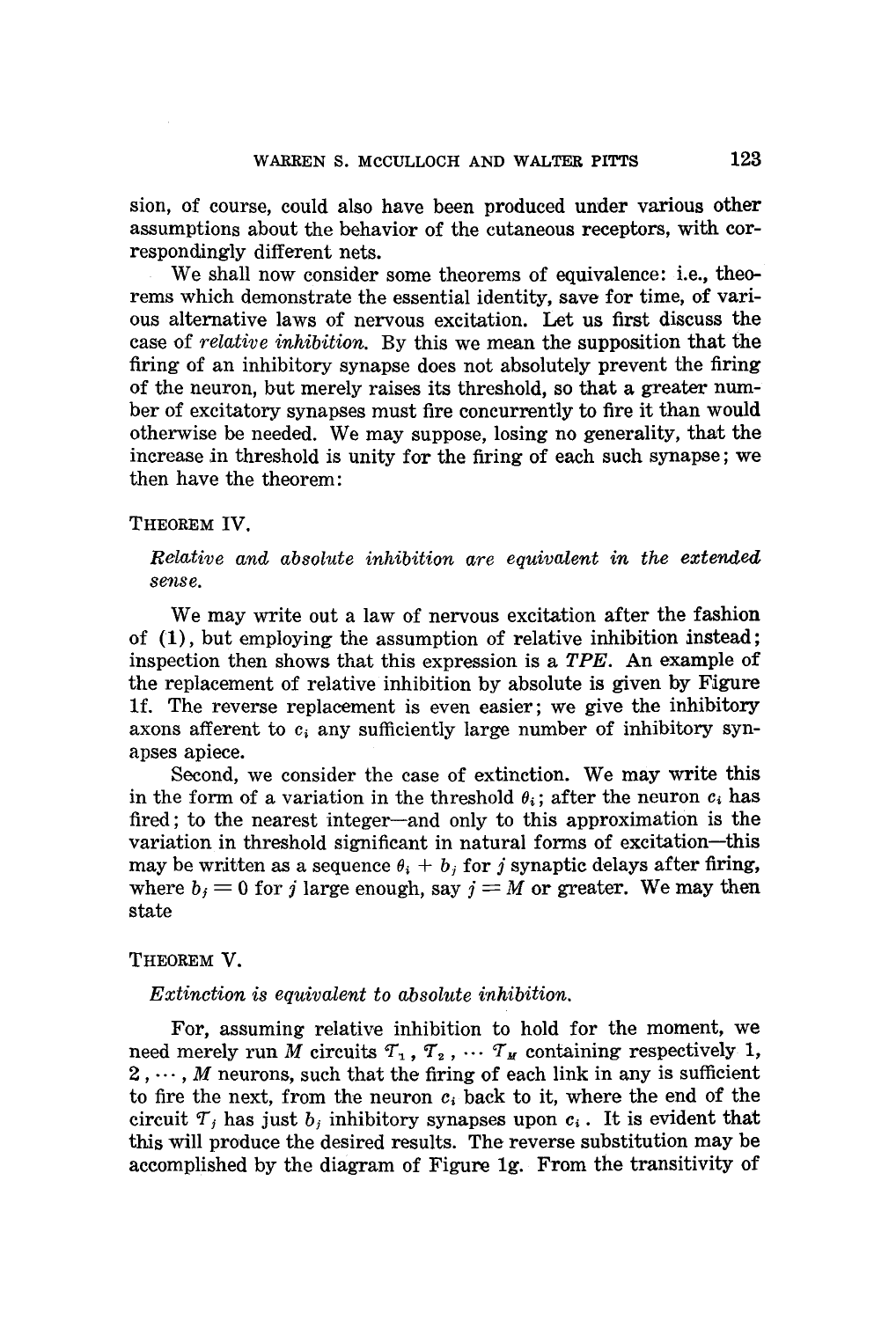sion, of course, could also have been produced under various other assumptions about the behavior of the cutaneous receptors, with correspondingly different nets.

We shall now consider some theorems of equivalence: i.e., theorems which demonstrate the essential identity, save for time, of various alternative laws of nervous excitation. Let us first discuss the case of *relative inhibition*. By this we mean the supposition that the firing of an inhibitory synapse does not absolutely prevent the firing of the neuron, but merely raises its threshold, so that a greater number of excitatory synapses must fire concurrently to fire it than would otherwise be needed. We may suppose, losing no generality, that the increase in threshold is unity for the firing of each such synapse; we then have the theorem:

THEOREM IV.

*Relative and absolute inhibition are equivalent in the extended sense.*

We may write out a law of nervous excitation after the fashion of (1), but employing the assumption of relative inhibition instead; inspection then shows that this expression is a *TPE*. An example of the replacement of relative inhibition by absolute is given by Figure 1f. The reverse replacement is even easier; we give the inhibitory axons afferent to $c_i$ any sufficiently large number of inhibitory synapses apiece.

Second, we consider the case of extinction. We may write this in the form of a variation in the threshold $\theta_i$; after the neuron $c_i$ has fired; to the nearest integer—and only to this approximation is the variation in threshold significant in natural forms of excitation—this may be written as a sequence $\theta_i + b_j$ for $j$ synaptic delays after firing, where $b_j = 0$ for $j$ large enough, say $j = M$ or greater. We may then state

THEOREM V.

*Extinction is equivalent to absolute inhibition.*

For, assuming relative inhibition to hold for the moment, we need merely run $M$ circuits $\mathcal{T}_1, \mathcal{T}_2, \cdots \mathcal{T}_M$ containing respectively 1, $2, \cdots, M$ neurons, such that the firing of each link in any is sufficient to fire the next, from the neuron $c_i$ back to it, where the end of the circuit $\mathcal{T}_j$ has just $b_j$ inhibitory synapses upon $c_i$. It is evident that this will produce the desired results. The reverse substitution may be accomplished by the diagram of Figure 1g. From the transitivity of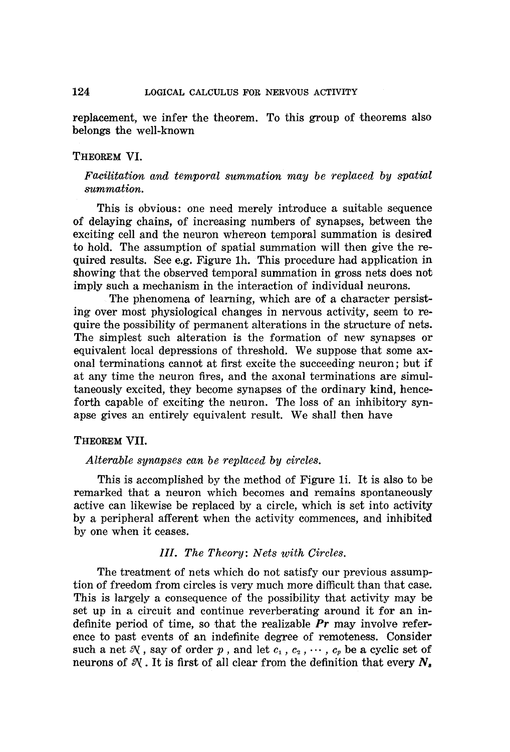replacement, we infer the theorem. To this group of theorems also belongs the well-known

THEOREM VI.

*Facilitation and temporal summation may be replaced by spatial summation.*

This is obvious: one need merely introduce a suitable sequence of delaying chains, of increasing numbers of synapses, between the exciting cell and the neuron whereon temporal summation is desired to hold. The assumption of spatial summation will then give the required results. See e.g. Figure 1h. This procedure had application in showing that the observed temporal summation in gross nets does not imply such a mechanism in the interaction of individual neurons.

The phenomena of learning, which are of a character persisting over most physiological changes in nervous activity, seem to require the possibility of permanent alterations in the structure of nets. The simplest such alteration is the formation of new synapses or equivalent local depressions of threshold. We suppose that some axonal terminations cannot at first excite the succeeding neuron; but if at any time the neuron fires, and the axonal terminations are simultaneously excited, they become synapses of the ordinary kind, henceforth capable of exciting the neuron. The loss of an inhibitory synapse gives an entirely equivalent result. We shall then have

THEOREM VII.

*Alterable synapses can be replaced by circles.*

This is accomplished by the method of Figure 1i. It is also to be remarked that a neuron which becomes and remains spontaneously active can likewise be replaced by a circle, which is set into activity by a peripheral afferent when the activity commences, and inhibited by one when it ceases.

### *III. The Theory: Nets with Circles.*

The treatment of nets which do not satisfy our previous assumption of freedom from circles is very much more difficult than that case. This is largely a consequence of the possibility that activity may be set up in a circuit and continue reverberating around it for an indefinite period of time, so that the realizable $\boldsymbol{Pr}$ may involve reference to past events of an indefinite degree of remoteness. Consider such a net $\mathcal{N}$, say of order $p$, and let $c_1, c_2, \cdots, c_p$ be a cyclic set of neurons of $\mathcal{N}$. It is first of all clear from the definition that every $\boldsymbol{N_s}$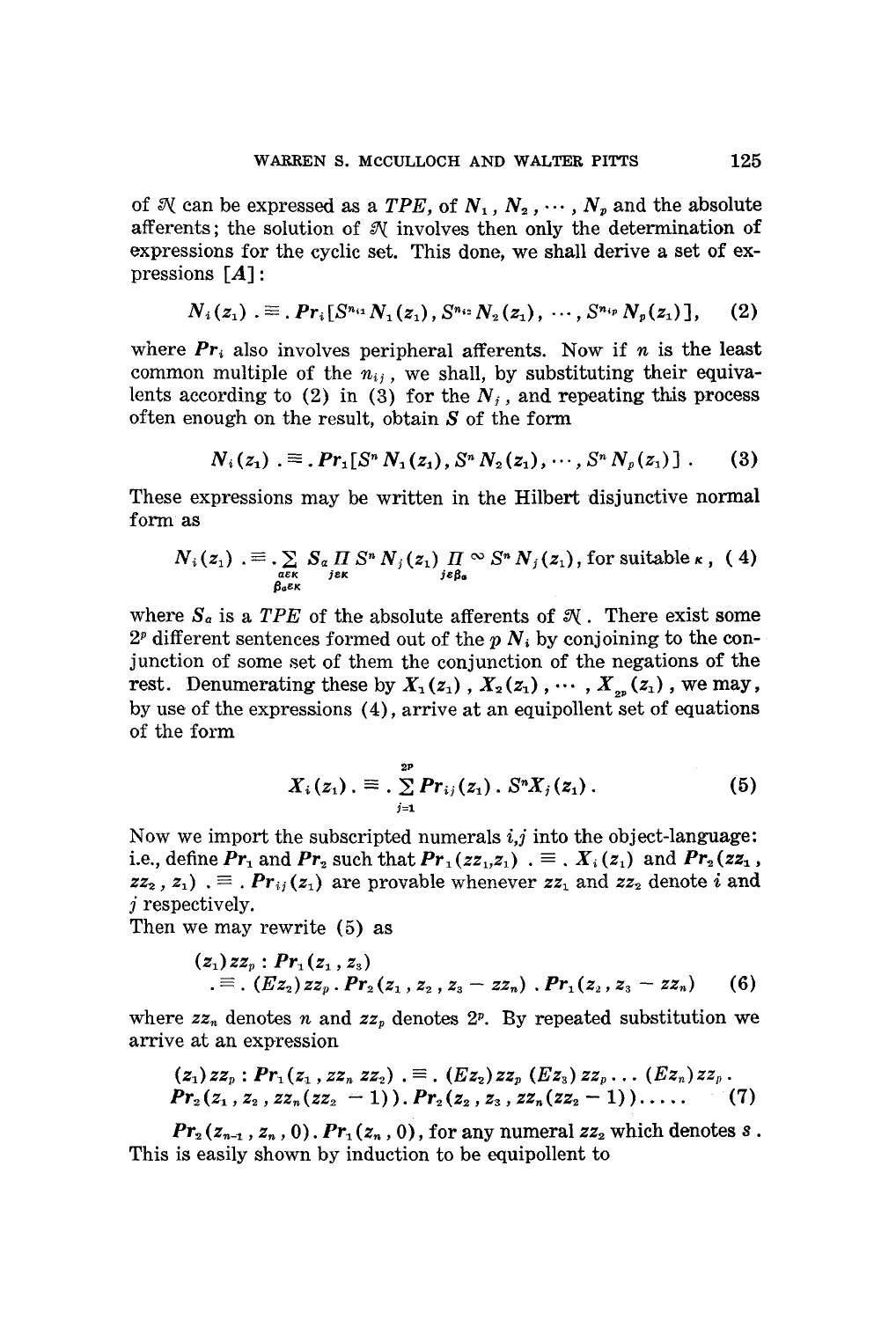of $\mathfrak{N}$ can be expressed as a *TPE*, of $N_1, N_2, \cdots, N_p$ and the absolute afferents; the solution of $\mathfrak{N}$ involves then only the determination of expressions for the cyclic set. This done, we shall derive a set of expressions [*A*]:

$$N_i(z_1) \,.\equiv.\, \mathbf{Pr}_i[S^{n_{i1}} N_1(z_1), S^{n_{i2}} N_2(z_1), \cdots, S^{n_{ip}} N_p(z_1)], \qquad (2)$$

where $\mathbf{Pr}_i$ also involves peripheral afferents. Now if $n$ is the least common multiple of the $n_{ij}$, we shall, by substituting their equivalents according to (2) in (3) for the $N_j$, and repeating this process often enough on the result, obtain $S$ of the form

$$N_i(z_1) \,.\equiv.\, \mathbf{Pr}_1[S^n N_1(z_1), S^n N_2(z_1), \cdots, S^n N_p(z_1)] \,. \qquad (3)$$

These expressions may be written in the Hilbert disjunctive normal form as

$$N_i(z_1) \,.\equiv.\, \sum_{\substack{\alpha\epsilon\kappa \\ \beta_\alpha\epsilon\kappa}} S_\alpha \prod_{j\epsilon\kappa} S^n N_j(z_1) \prod_{j\epsilon\beta_\alpha} \infty\, S^n N_j(z_1), \text{ for suitable } \kappa\,, \qquad (4)$$

where $S_\alpha$ is a *TPE* of the absolute afferents of $\mathfrak{N}$. There exist some $2^p$ different sentences formed out of the $p$ $N_i$ by conjoining to the conjunction of some set of them the conjunction of the negations of the rest. Denumerating these by $X_1(z_1), X_2(z_1), \cdots, X_{2^p}(z_1)$, we may, by use of the expressions (4), arrive at an equipollent set of equations of the form

$$X_i(z_1) \,.\equiv.\, \sum_{j=1}^{2^p} \mathbf{Pr}_{ij}(z_1) \,.\, S^n X_j(z_1) \,. \qquad (5)$$

Now we import the subscripted numerals $i,j$ into the object-language: i.e., define $\mathbf{Pr}_1$ and $\mathbf{Pr}_2$ such that $\mathbf{Pr}_1(zz_1, z_1) \,.\equiv.\, X_i(z_1)$ and $\mathbf{Pr}_2(zz_1, zz_2, z_1) \,.\equiv.\, \mathbf{Pr}_{ij}(z_1)$ are provable whenever $zz_1$ and $zz_2$ denote $i$ and $j$ respectively.

Then we may rewrite (5) as

$$\begin{aligned}&(z_1) zz_p : \mathbf{Pr}_1(z_1, z_3)\\ &\quad .\equiv.\, (Ez_2) zz_p \,.\, \mathbf{Pr}_2(z_1, z_2, z_3 - zz_n) \,.\, \mathbf{Pr}_1(z_2, z_3 - zz_n)\end{aligned} \qquad (6)$$

where $zz_n$ denotes $n$ and $zz_p$ denotes $2^p$. By repeated substitution we arrive at an expression

$$\begin{aligned}&(z_1) zz_p : \mathbf{Pr}_1(z_1, zz_n\, zz_2) \,.\equiv.\, (Ez_2) zz_p\, (Ez_3) zz_p \ldots (Ez_n) zz_p \,.\\ &\mathbf{Pr}_2(z_1, z_2, zz_n(zz_2 - 1)) \,.\, \mathbf{Pr}_2(z_2, z_3, zz_n(zz_2 - 1)) \ldots\ldots\end{aligned} \qquad (7)$$

$\mathbf{Pr}_2(z_{n-1}, z_n, 0) \,.\, \mathbf{Pr}_1(z_n, 0)$, for any numeral $zz_2$ which denotes $s$. This is easily shown by induction to be equipollent to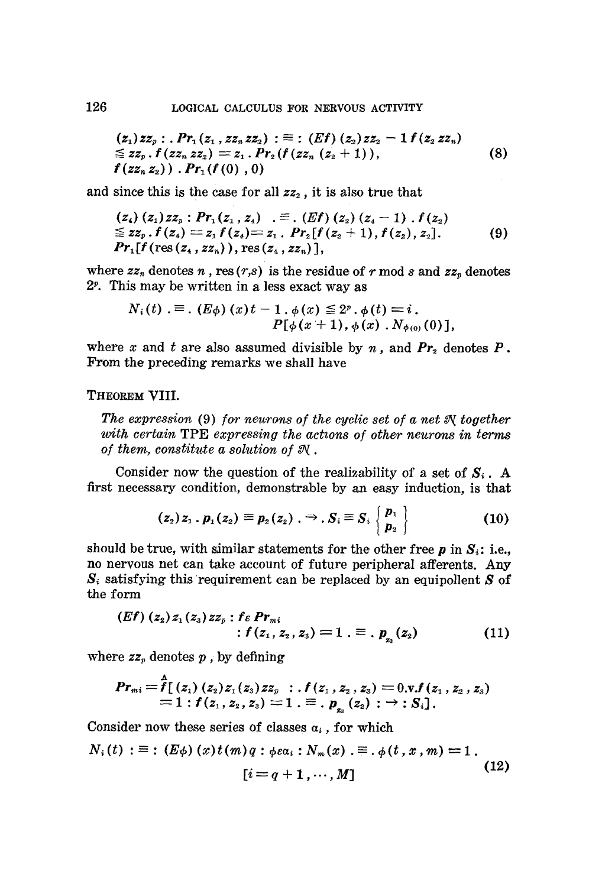$$
\begin{aligned}
&(z_1) zz_p : . Pr_1(z_1, zz_n zz_2) : \equiv : (Ef)(z_2) zz_2 - 1 f(z_2 zz_n) \\
&\leqq zz_p . f(zz_n zz_2) = z_1 . Pr_2(f(zz_n(z_2 + 1)), \\
&f(zz_n z_2)) . Pr_1(f(0), 0)
\end{aligned}
\tag{8}
$$

and since this is the case for all $zz_2$, it is also true that

$$
\begin{aligned}
&(z_4)(z_1) zz_p : Pr_1(z_1, z_4) \quad . \equiv . (Ef)(z_2)(z_4 - 1) . f(z_2) \\
&\leqq zz_p . f(z_4) = z_1 f(z_4) = z_1 . Pr_2[f(z_2 + 1), f(z_2), z_2]. \\
&Pr_1[f(\text{res}(z_4, zz_n)), \text{res}(z_4, zz_n)],
\end{aligned}
\tag{9}
$$

where $zz_n$ denotes $n$, res $(r,s)$ is the residue of $r$ mod $s$ and $zz_p$ denotes $2^p$. This may be written in a less exact way as

$$
N_i(t) . \equiv . (E\phi)(x) t - 1 . \phi(x) \leqq 2^p . \phi(t) = i . \\
P[\phi(x + 1), \phi(x) . N_{\phi(0)}(0)],
$$

where $x$ and $t$ are also assumed divisible by $n$, and $Pr_2$ denotes $P$. From the preceding remarks we shall have

THEOREM VIII.

*The expression* (9) *for neurons of the cyclic set of a net* $\mathfrak{N}$ *together with certain* TPE *expressing the actions of other neurons in terms of them, constitute a solution of* $\mathfrak{N}$.

Consider now the question of the realizability of a set of $S_i$. A first necessary condition, demonstrable by an easy induction, is that

$$
(z_2) z_1 . p_1(z_2) \equiv p_2(z_2) . \rightarrow . S_i \equiv S_i \begin{Bmatrix} p_1 \\ p_2 \end{Bmatrix}
\tag{10}
$$

should be true, with similar statements for the other free $p$ in $S_i$: i.e., no nervous net can take account of future peripheral afferents. Any $S_i$ satisfying this requirement can be replaced by an equipollent $S$ of the form

$$
\begin{aligned}
&(Ef)(z_2) z_1 (z_3) zz_p : f \varepsilon Pr_{mi} \\
&\quad : f(z_1, z_2, z_3) = 1 . \equiv . p_{z_3}(z_2)
\end{aligned}
\tag{11}
$$

where $zz_p$ denotes $p$, by defining

$$
\begin{aligned}
Pr_{mi} = \hat{f}[(z_1)(z_2) z_1 (z_3) zz_p \quad &: . f(z_1, z_2, z_3) = 0 . \text{v} . f(z_1, z_2, z_3) \\
&= 1 : f(z_1, z_2, z_3) = 1 . \equiv . p_{z_3}(z_2) : \rightarrow : S_i].
\end{aligned}
$$

Consider now these series of classes $\alpha_i$, for which

$$
\begin{aligned}
N_i(t) : \equiv : (E\phi)(x) t (m) q : \phi \varepsilon \alpha_i : N_m(x) . \equiv . \phi(t, x, m) = 1 . \\
[i = q + 1, \cdots, M]
\end{aligned}
\tag{12}
$$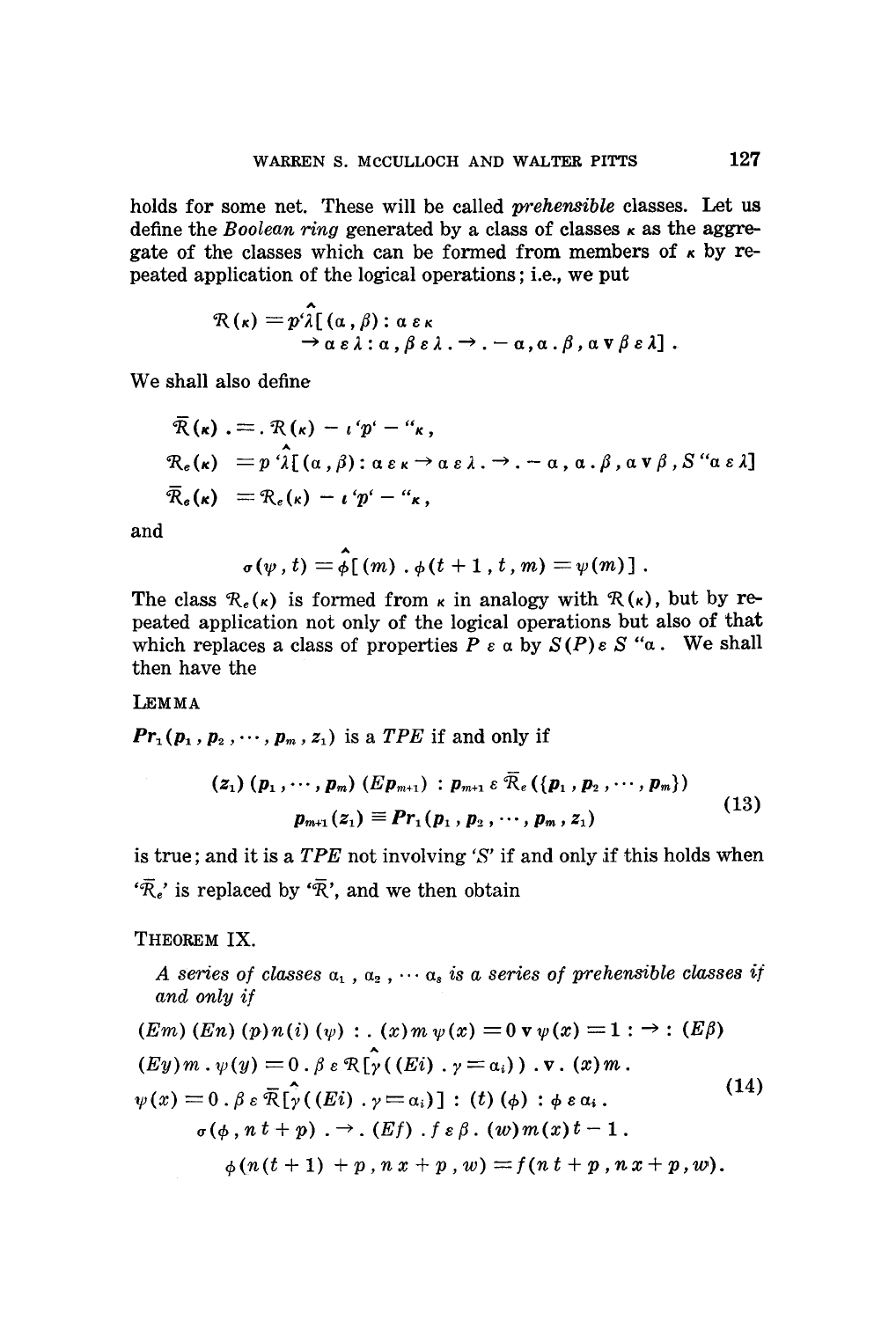holds for some net. These will be called *prehensible* classes. Let us define the *Boolean ring* generated by a class of classes $\kappa$ as the aggregate of the classes which can be formed from members of $\kappa$ by repeated application of the logical operations; i.e., we put

$$\mathcal{R}(\kappa) = p'\hat{\lambda}[(\alpha, \beta) : \alpha \,\varepsilon\, \kappa \rightarrow \alpha \,\varepsilon\, \lambda : \alpha, \beta \,\varepsilon\, \lambda . \rightarrow . -\alpha, \alpha . \beta, \alpha \vee \beta \,\varepsilon\, \lambda] .$$

We shall also define

$$\bar{\mathcal{R}}(\kappa) . = . \mathcal{R}(\kappa) - \iota' p' - {}''\kappa ,$$

$$\mathcal{R}_e(\kappa) = p'\hat{\lambda}[(\alpha, \beta) : \alpha \,\varepsilon\, \kappa \rightarrow \alpha \,\varepsilon\, \lambda . \rightarrow . -\alpha, \alpha . \beta, \alpha \vee \beta, S{}''\alpha \,\varepsilon\, \lambda]$$

$$\bar{\mathcal{R}}_e(\kappa) = \mathcal{R}_e(\kappa) - \iota' p' - {}''\kappa ,$$

and

$$\sigma(\psi, t) = \hat{\phi}[(m) . \phi(t+1, t, m) = \psi(m)] .$$

The class $\mathcal{R}_e(\kappa)$ is formed from $\kappa$ in analogy with $\mathcal{R}(\kappa)$, but by repeated application not only of the logical operations but also of that which replaces a class of properties $P \,\varepsilon\, \alpha$ by $S(P) \,\varepsilon\, S{}''\alpha$. We shall then have the

LEMMA

$Pr_1(p_1, p_2, \cdots, p_m, z_1)$ is a *TPE* if and only if

$$(z_1)(p_1, \cdots, p_m)(Ep_{m+1}) : p_{m+1} \,\varepsilon\, \bar{\mathcal{R}}_e(\{p_1, p_2, \cdots, p_m\}) \\ p_{m+1}(z_1) \equiv Pr_1(p_1, p_2, \cdots, p_m, z_1) \tag{13}$$

is true; and it is a *TPE* not involving '$S$' if and only if this holds when '$\bar{\mathcal{R}}_e$' is replaced by '$\bar{\mathcal{R}}$', and we then obtain

THEOREM IX.

*A series of classes $\alpha_1, \alpha_2, \cdots \alpha_s$ is a series of prehensible classes if and only if*

$$\begin{aligned} &(Em)(En)(p)n(i)(\psi) : . (x)m\,\psi(x) = 0 \vee \psi(x) = 1 : \rightarrow : (E\beta) \\ &(Ey)m . \psi(y) = 0 . \beta \,\varepsilon\, \mathcal{R}[\hat{\gamma}((Ei) . \gamma = \alpha_i)] . \vee . (x)m . \\ &\psi(x) = 0 . \beta \,\varepsilon\, \bar{\mathcal{R}}[\hat{\gamma}((Ei) . \gamma = \alpha_i)] : (t)(\phi) : \phi \,\varepsilon\, \alpha_i . \\ &\quad \sigma(\phi, nt + p) . \rightarrow . (Ef) . f \,\varepsilon\, \beta . (w)m(x)t - 1 . \\ &\quad\quad \phi(n(t+1) + p, nx + p, w) = f(nt + p, nx + p, w). \end{aligned} \tag{14}$$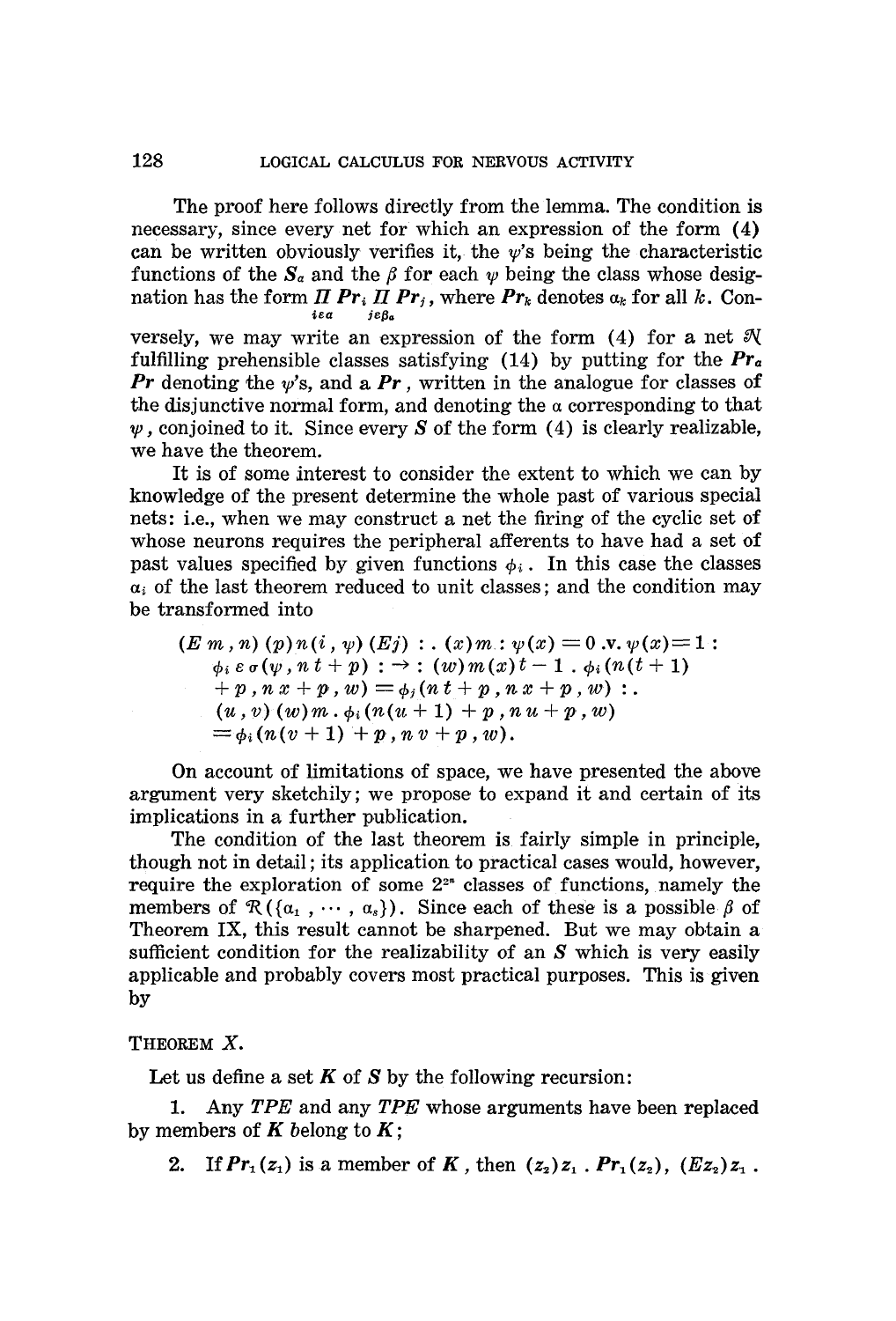The proof here follows directly from the lemma. The condition is necessary, since every net for which an expression of the form (4) can be written obviously verifies it, the $\psi$'s being the characteristic functions of the $S_a$ and the $\beta$ for each $\psi$ being the class whose designation has the form $\prod_{i \varepsilon a} Pr_i \prod_{j \varepsilon \beta_a} Pr_j$, where $Pr_k$ denotes $\alpha_k$ for all $k$. Conversely, we may write an expression of the form (4) for a net $\mathcal{N}$ fulfilling prehensible classes satisfying (14) by putting for the $Pr_a$ $Pr$ denoting the $\psi$'s, and a $Pr$, written in the analogue for classes of the disjunctive normal form, and denoting the $\alpha$ corresponding to that $\psi$, conjoined to it. Since every $S$ of the form (4) is clearly realizable, we have the theorem.

It is of some interest to consider the extent to which we can by knowledge of the present determine the whole past of various special nets: i.e., when we may construct a net the firing of the cyclic set of whose neurons requires the peripheral afferents to have had a set of past values specified by given functions $\phi_i$. In this case the classes $\alpha_i$ of the last theorem reduced to unit classes; and the condition may be transformed into

$$
\begin{aligned}
&(E\, m, n)\, (p) n (i, \psi)\, (Ej) : . \; (x) m : \psi(x) = 0 \,.\mathrm{v}.\, \psi(x) = 1 : \\
&\quad \phi_i \,\varepsilon\, \sigma(\psi, n\, t + p) \; : \rightarrow : \; (w) m (x) t - 1 \,.\, \phi_i (n(t + 1) \\
&\quad + p, n\, x + p, w) = \phi_j (n\, t + p, n\, x + p, w) \; : . \\
&\quad (u, v)\, (w) m \,.\, \phi_i (n(u + 1) + p, n\, u + p, w) \\
&\quad = \phi_i (n(v + 1) + p, n\, v + p, w).
\end{aligned}
$$

On account of limitations of space, we have presented the above argument very sketchily; we propose to expand it and certain of its implications in a further publication.

The condition of the last theorem is fairly simple in principle, though not in detail; its application to practical cases would, however, require the exploration of some $2^{2^n}$ classes of functions, namely the members of $\mathcal{R}(\{\alpha_1, \cdots, \alpha_s\})$. Since each of these is a possible $\beta$ of Theorem IX, this result cannot be sharpened. But we may obtain a sufficient condition for the realizability of an $S$ which is very easily applicable and probably covers most practical purposes. This is given by

THEOREM *X*.

Let us define a set $K$ of $S$ by the following recursion:

1. Any *TPE* and any *TPE* whose arguments have been replaced by members of $K$ belong to $K$;

2. If $Pr_1(z_1)$ is a member of $K$, then $(z_2) z_1 \,.\, Pr_1(z_2)$, $(Ez_2) z_1 \,.$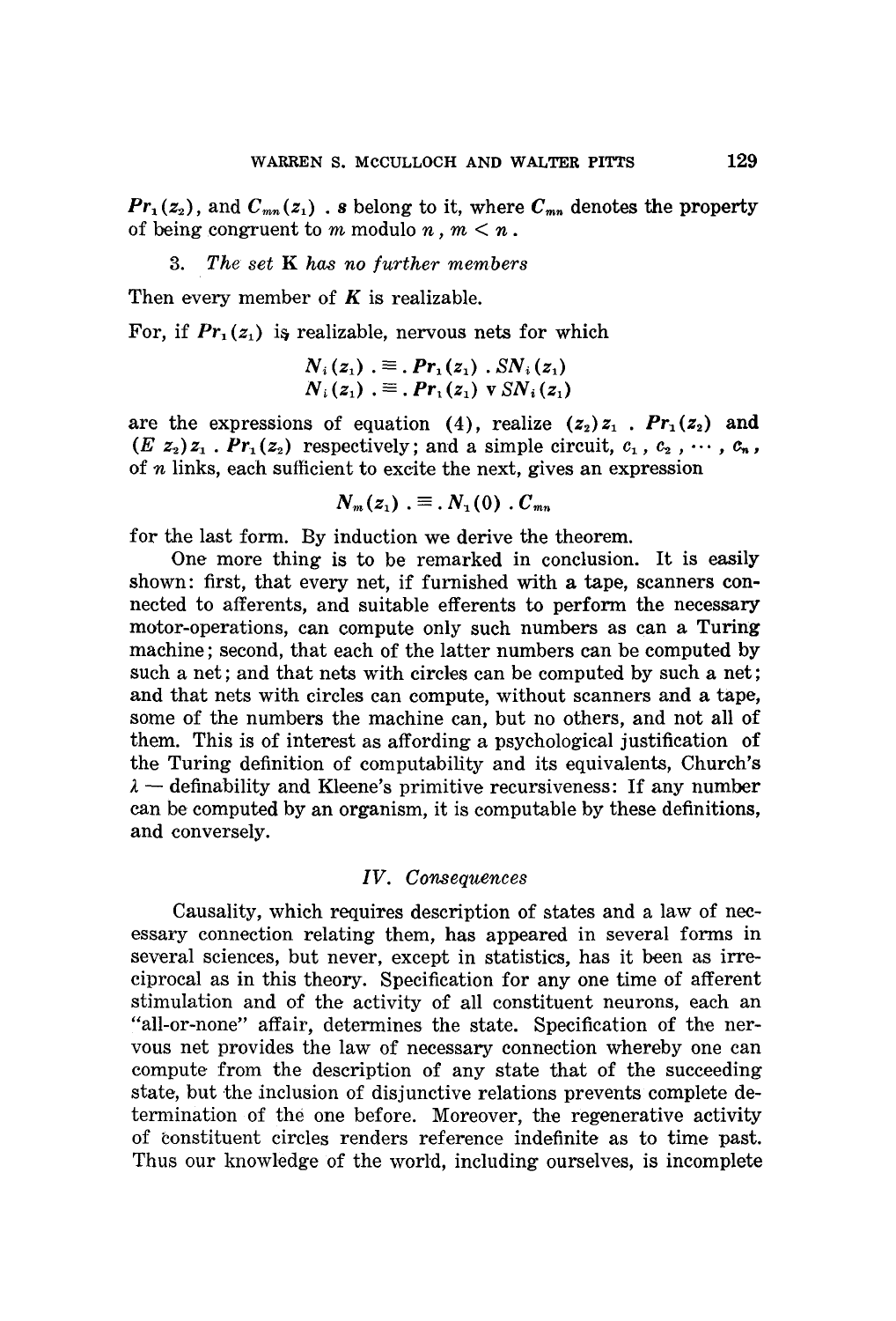$Pr_1(z_2)$, and $C_{mn}(z_1) \, . \, s$ belong to it, where $C_{mn}$ denotes the property of being congruent to $m$ modulo $n$, $m < n$.

3. *The set* K *has no further members*

Then every member of $K$ is realizable.

For, if $Pr_1(z_1)$ is realizable, nervous nets for which

$$N_i(z_1) \, . \equiv . \, Pr_1(z_1) \, . \, SN_i(z_1)$$
$$N_i(z_1) \, . \equiv . \, Pr_1(z_1) \vee SN_i(z_1)$$

are the expressions of equation (4), realize $(z_2)z_1 \, . \, Pr_1(z_2)$ and $(E\, z_2)z_1 \, . \, Pr_1(z_2)$ respectively; and a simple circuit, $c_1, c_2, \cdots, c_n$, of $n$ links, each sufficient to excite the next, gives an expression

$$N_m(z_1) \, . \equiv . \, N_1(0) \, . \, C_{mn}$$

for the last form. By induction we derive the theorem.

One more thing is to be remarked in conclusion. It is easily shown: first, that every net, if furnished with a tape, scanners connected to afferents, and suitable efferents to perform the necessary motor-operations, can compute only such numbers as can a Turing machine; second, that each of the latter numbers can be computed by such a net; and that nets with circles can be computed by such a net; and that nets with circles can compute, without scanners and a tape, some of the numbers the machine can, but no others, and not all of them. This is of interest as affording a psychological justification of the Turing definition of computability and its equivalents, Church's $\lambda$ — definability and Kleene's primitive recursiveness: If any number can be computed by an organism, it is computable by these definitions, and conversely.

## IV. *Consequences*

Causality, which requires description of states and a law of necessary connection relating them, has appeared in several forms in several sciences, but never, except in statistics, has it been as irreciprocal as in this theory. Specification for any one time of afferent stimulation and of the activity of all constituent neurons, each an "all-or-none" affair, determines the state. Specification of the nervous net provides the law of necessary connection whereby one can compute from the description of any state that of the succeeding state, but the inclusion of disjunctive relations prevents complete determination of the one before. Moreover, the regenerative activity of constituent circles renders reference indefinite as to time past. Thus our knowledge of the world, including ourselves, is incomplete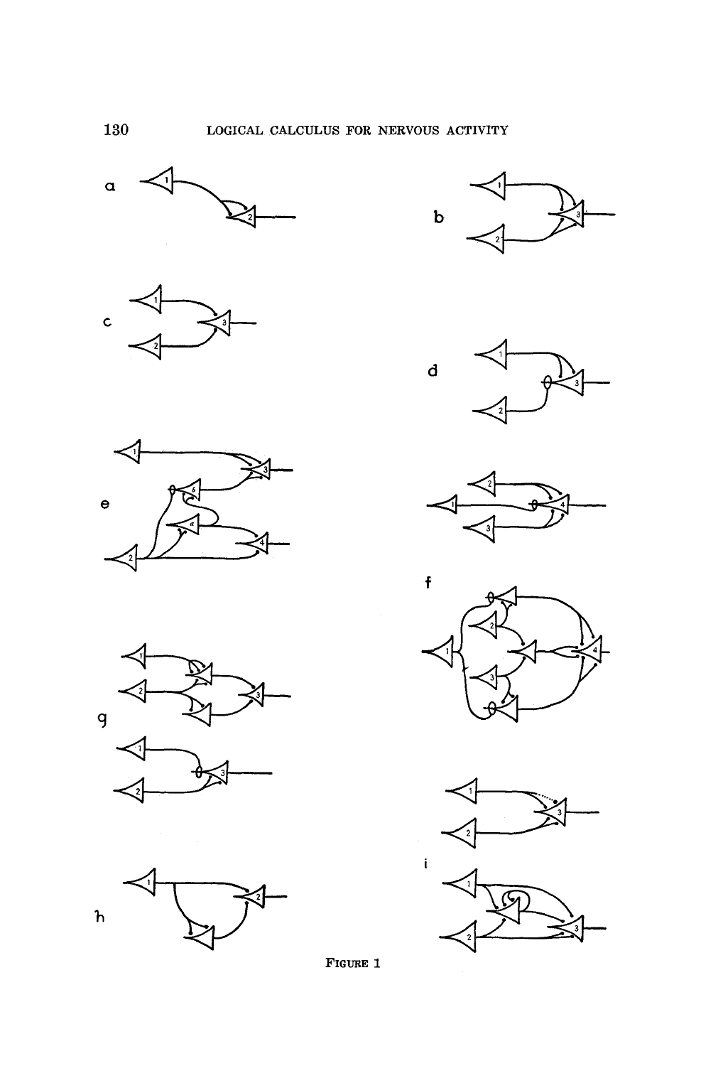FIGURE 1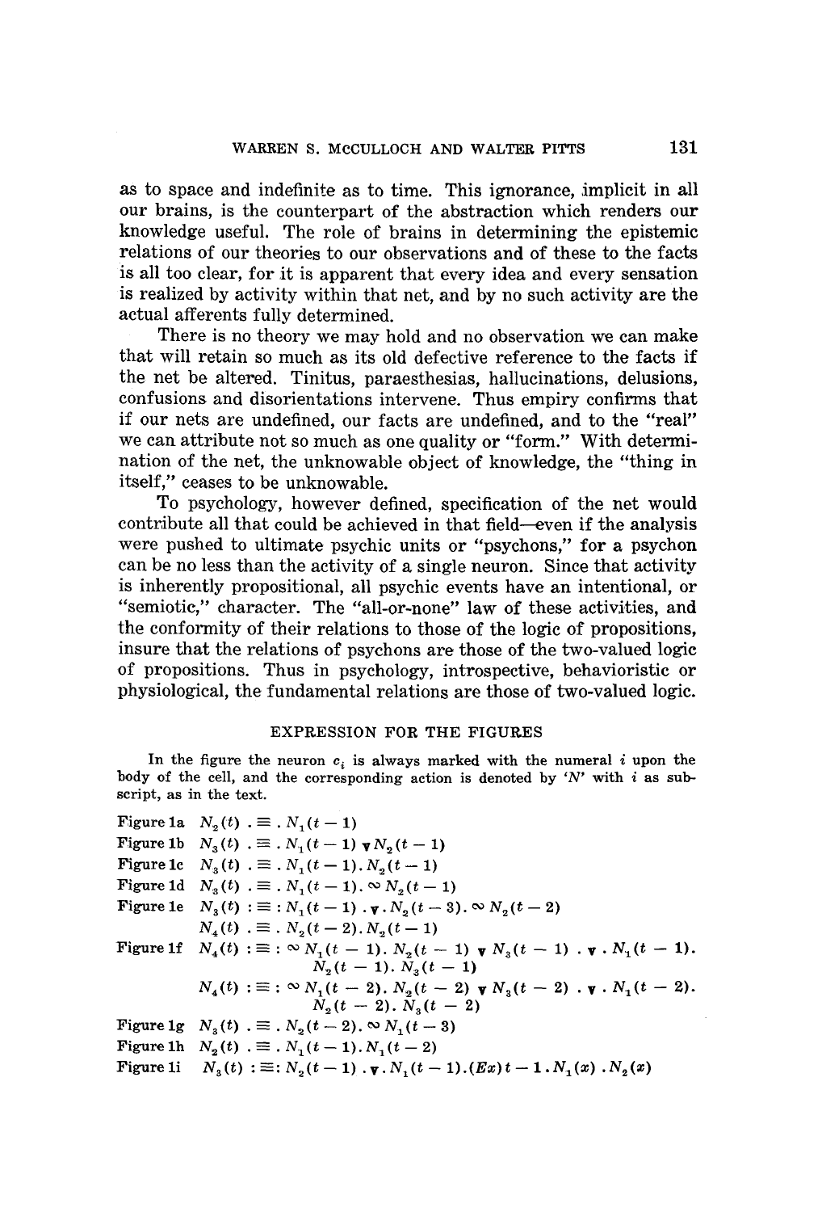as to space and indefinite as to time. This ignorance, implicit in all our brains, is the counterpart of the abstraction which renders our knowledge useful. The role of brains in determining the epistemic relations of our theories to our observations and of these to the facts is all too clear, for it is apparent that every idea and every sensation is realized by activity within that net, and by no such activity are the actual afferents fully determined.

There is no theory we may hold and no observation we can make that will retain so much as its old defective reference to the facts if the net be altered. Tinitus, paraesthesias, hallucinations, delusions, confusions and disorientations intervene. Thus empiry confirms that if our nets are undefined, our facts are undefined, and to the "real" we can attribute not so much as one quality or "form." With determination of the net, the unknowable object of knowledge, the "thing in itself," ceases to be unknowable.

To psychology, however defined, specification of the net would contribute all that could be achieved in that field—even if the analysis were pushed to ultimate psychic units or "psychons," for a psychon can be no less than the activity of a single neuron. Since that activity is inherently propositional, all psychic events have an intentional, or "semiotic," character. The "all-or-none" law of these activities, and the conformity of their relations to those of the logic of propositions, insure that the relations of psychons are those of the two-valued logic of propositions. Thus in psychology, introspective, behavioristic or physiological, the fundamental relations are those of two-valued logic.

## EXPRESSION FOR THE FIGURES

In the figure the neuron $c_i$ is always marked with the numeral $i$ upon the body of the cell, and the corresponding action is denoted by '$N$' with $i$ as subscript, as in the text.

Figure 1a $N_2(t) \,.\!\equiv.\, N_1(t-1)$

Figure 1b $N_3(t) \,.\!\equiv.\, N_1(t-1) \vee N_2(t-1)$

Figure 1c $N_3(t) \,.\!\equiv.\, N_1(t-1) \,.\, N_2(t-1)$

Figure 1d $N_3(t) \,.\!\equiv.\, N_1(t-1) \,.\, \sim N_2(t-1)$

Figure 1e $N_3(t) :\equiv: N_1(t-1) \,.\!\vee.\, N_2(t-3) \,.\, \sim N_2(t-2)$

$N_4(t) \,.\!\equiv.\, N_2(t-2) \,.\, N_2(t-1)$

Figure 1f $N_4(t) :\equiv: \sim N_1(t-1) \,.\, N_2(t-1) \vee N_3(t-1) \,.\!\vee.\, N_1(t-1) \,.\, N_2(t-1) \,.\, N_3(t-1)$

$N_4(t) :\equiv: \sim N_1(t-2) \,.\, N_2(t-2) \vee N_3(t-2) \,.\!\vee.\, N_1(t-2) \,.\, N_2(t-2) \,.\, N_3(t-2)$

Figure 1g $N_3(t) \,.\!\equiv.\, N_2(t-2) \,.\, \sim N_1(t-3)$

Figure 1h $N_2(t) \,.\!\equiv.\, N_1(t-1) \,.\, N_1(t-2)$

Figure 1i $N_3(t) :\equiv: N_2(t-1) \,.\!\vee.\, N_1(t-1) \,.\, (Ex) t-1 \,.\, N_1(x) \,.\, N_2(x)$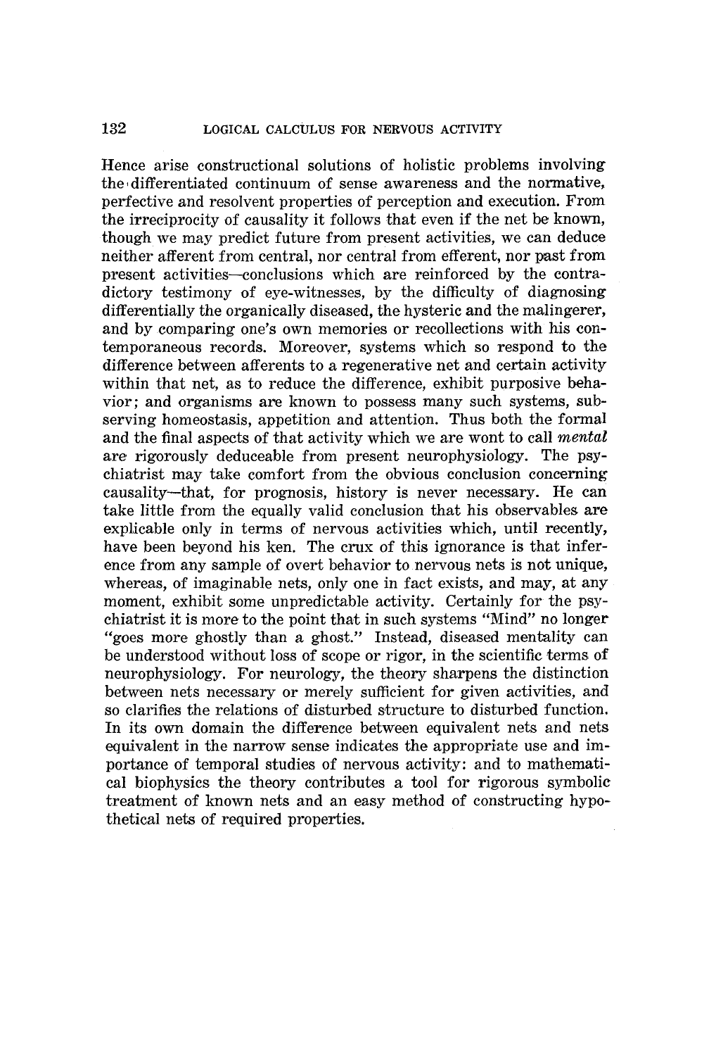Hence arise constructional solutions of holistic problems involving the differentiated continuum of sense awareness and the normative, perfective and resolvent properties of perception and execution. From the irreciprocity of causality it follows that even if the net be known, though we may predict future from present activities, we can deduce neither afferent from central, nor central from efferent, nor past from present activities—conclusions which are reinforced by the contradictory testimony of eye-witnesses, by the difficulty of diagnosing differentially the organically diseased, the hysteric and the malingerer, and by comparing one's own memories or recollections with his contemporaneous records. Moreover, systems which so respond to the difference between afferents to a regenerative net and certain activity within that net, as to reduce the difference, exhibit purposive behavior; and organisms are known to possess many such systems, subserving homeostasis, appetition and attention. Thus both the formal and the final aspects of that activity which we are wont to call *mental* are rigorously deduceable from present neurophysiology. The psychiatrist may take comfort from the obvious conclusion concerning causality—that, for prognosis, history is never necessary. He can take little from the equally valid conclusion that his observables are explicable only in terms of nervous activities which, until recently, have been beyond his ken. The crux of this ignorance is that inference from any sample of overt behavior to nervous nets is not unique, whereas, of imaginable nets, only one in fact exists, and may, at any moment, exhibit some unpredictable activity. Certainly for the psychiatrist it is more to the point that in such systems "Mind" no longer "goes more ghostly than a ghost." Instead, diseased mentality can be understood without loss of scope or rigor, in the scientific terms of neurophysiology. For neurology, the theory sharpens the distinction between nets necessary or merely sufficient for given activities, and so clarifies the relations of disturbed structure to disturbed function. In its own domain the difference between equivalent nets and nets equivalent in the narrow sense indicates the appropriate use and importance of temporal studies of nervous activity: and to mathematical biophysics the theory contributes a tool for rigorous symbolic treatment of known nets and an easy method of constructing hypothetical nets of required properties.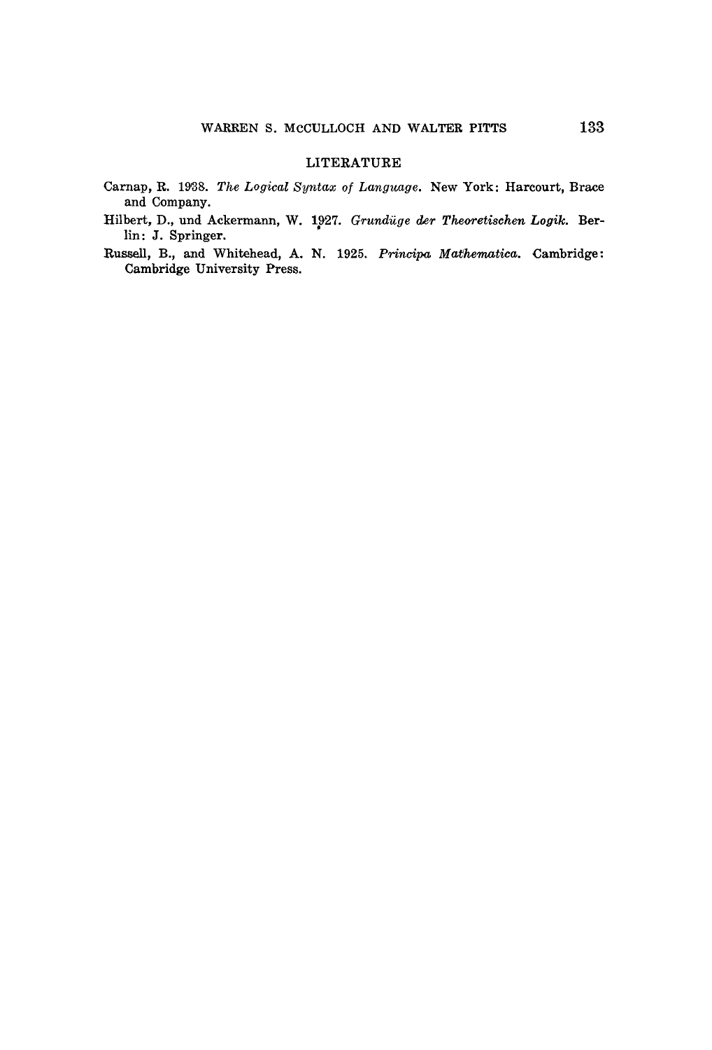## LITERATURE

Carnap, R. 1938. *The Logical Syntax of Language*. New York: Harcourt, Brace and Company.

Hilbert, D., und Ackermann, W. 1927. *Grundüge der Theoretischen Logik*. Berlin: J. Springer.

Russell, B., and Whitehead, A. N. 1925. *Principa Mathematica*. Cambridge: Cambridge University Press.